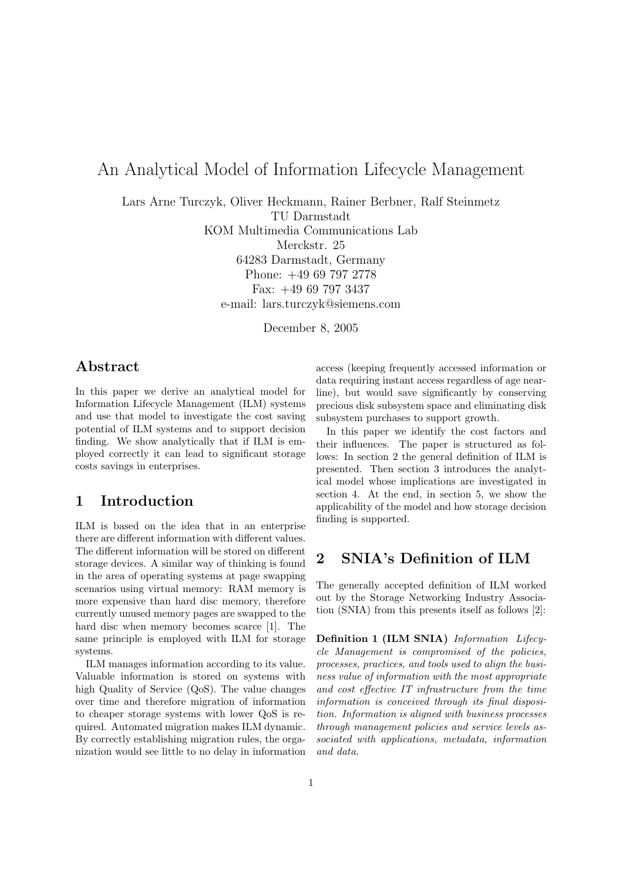# An Analytical Model of Information Lifecycle Management

Lars Arne Turczyk, Oliver Heckmann, Rainer Berbner, Ralf Steinmetz
TU Darmstadt
KOM Multimedia Communications Lab
Merckstr. 25
64283 Darmstadt, Germany
Phone: +49 69 797 2778
Fax: +49 69 797 3437
e-mail: lars.turczyk@siemens.com

December 8, 2005

## Abstract

In this paper we derive an analytical model for Information Lifecycle Management (ILM) systems and use that model to investigate the cost saving potential of ILM systems and to support decision finding. We show analytically that if ILM is employed correctly it can lead to significant storage costs savings in enterprises.

## 1 Introduction

ILM is based on the idea that in an enterprise there are different information with different values. The different information will be stored on different storage devices. A similar way of thinking is found in the area of operating systems at page swapping scenarios using virtual memory: RAM memory is more expensive than hard disc memory, therefore currently unused memory pages are swapped to the hard disc when memory becomes scarce [1]. The same principle is employed with ILM for storage systems.

ILM manages information according to its value. Valuable information is stored on systems with high Quality of Service (QoS). The value changes over time and therefore migration of information to cheaper storage systems with lower QoS is required. Automated migration makes ILM dynamic. By correctly establishing migration rules, the organization would see little to no delay in information access (keeping frequently accessed information or data requiring instant access regardless of age nearline), but would save significantly by conserving precious disk subsystem space and eliminating disk subsystem purchases to support growth.

In this paper we identify the cost factors and their influences. The paper is structured as follows: In section 2 the general definition of ILM is presented. Then section 3 introduces the analytical model whose implications are investigated in section 4. At the end, in section 5, we show the applicability of the model and how storage decision finding is supported.

## 2 SNIA's Definition of ILM

The generally accepted definition of ILM worked out by the Storage Networking Industry Association (SNIA) from this presents itself as follows [2]:

**Definition 1 (ILM SNIA)** *Information Lifecycle Management is compromised of the policies, processes, practices, and tools used to align the business value of information with the most appropriate and cost effective IT infrastructure from the time information is conceived through its final disposition. Information is aligned with business processes through management policies and service levels associated with applications, metadata, information and data.*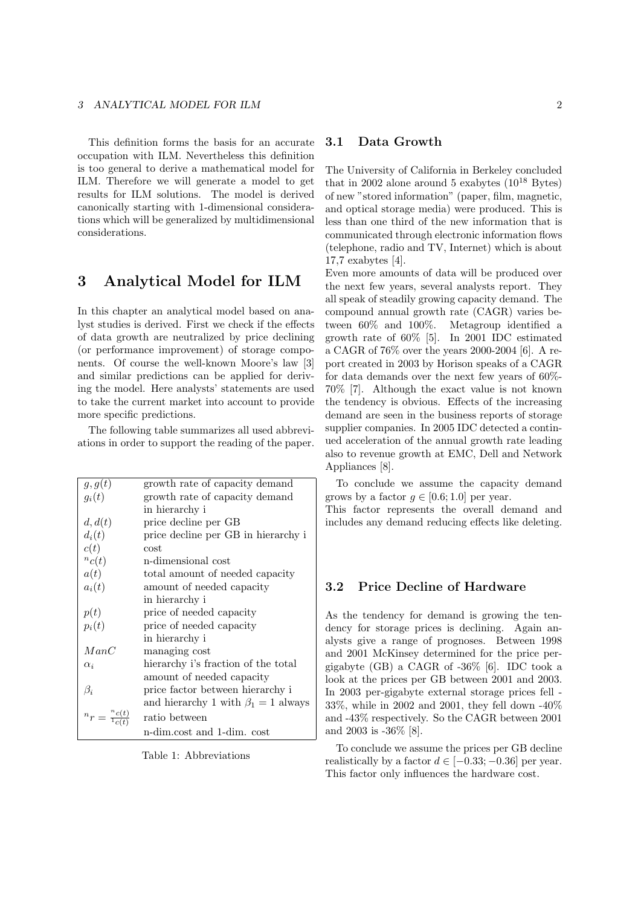This definition forms the basis for an accurate occupation with ILM. Nevertheless this definition is too general to derive a mathematical model for ILM. Therefore we will generate a model to get results for ILM solutions. The model is derived canonically starting with 1-dimensional considerations which will be generalized by multidimensional considerations.

# 3 Analytical Model for ILM

In this chapter an analytical model based on analyst studies is derived. First we check if the effects of data growth are neutralized by price declining (or performance improvement) of storage components. Of course the well-known Moore's law [3] and similar predictions can be applied for deriving the model. Here analysts' statements are used to take the current market into account to provide more specific predictions.

The following table summarizes all used abbreviations in order to support the reading of the paper.

| | |
|---|---|
| $g, g(t)$ | growth rate of capacity demand |
| $g_i(t)$ | growth rate of capacity demand in hierarchy i |
| $d, d(t)$ | price decline per GB |
| $d_i(t)$ | price decline per GB in hierarchy i |
| $c(t)$ | cost |
| ${}^n c(t)$ | n-dimensional cost |
| $a(t)$ | total amount of needed capacity |
| $a_i(t)$ | amount of needed capacity in hierarchy i |
| $p(t)$ | price of needed capacity |
| $p_i(t)$ | price of needed capacity in hierarchy i |
| $ManC$ | managing cost |
| $\alpha_i$ | hierarchy i's fraction of the total amount of needed capacity |
| $\beta_i$ | price factor between hierarchy i and hierarchy 1 with $\beta_1 = 1$ always |
| ${}^n r = \frac{{}^n c(t)}{{}^1 c(t)}$ | ratio between n-dim.cost and 1-dim. cost |

Table 1: Abbreviations

## 3.1 Data Growth

The University of California in Berkeley concluded that in 2002 alone around 5 exabytes ($10^{18}$ Bytes) of new "stored information" (paper, film, magnetic, and optical storage media) were produced. This is less than one third of the new information that is communicated through electronic information flows (telephone, radio and TV, Internet) which is about 17,7 exabytes [4].

Even more amounts of data will be produced over the next few years, several analysts report. They all speak of steadily growing capacity demand. The compound annual growth rate (CAGR) varies between 60% and 100%. Metagroup identified a growth rate of 60% [5]. In 2001 IDC estimated a CAGR of 76% over the years 2000-2004 [6]. A report created in 2003 by Horison speaks of a CAGR for data demands over the next few years of 60%-70% [7]. Although the exact value is not known the tendency is obvious. Effects of the increasing demand are seen in the business reports of storage supplier companies. In 2005 IDC detected a continued acceleration of the annual growth rate leading also to revenue growth at EMC, Dell and Network Appliances [8].

To conclude we assume the capacity demand grows by a factor $g \in [0.6; 1.0]$ per year.
This factor represents the overall demand and includes any demand reducing effects like deleting.

## 3.2 Price Decline of Hardware

As the tendency for demand is growing the tendency for storage prices is declining. Again analysts give a range of prognoses. Between 1998 and 2001 McKinsey determined for the price per-gigabyte (GB) a CAGR of -36% [6]. IDC took a look at the prices per GB between 2001 and 2003. In 2003 per-gigabyte external storage prices fell -33%, while in 2002 and 2001, they fell down -40% and -43% respectively. So the CAGR between 2001 and 2003 is -36% [8].

To conclude we assume the prices per GB decline realistically by a factor $d \in [-0.33; -0.36]$ per year. This factor only influences the hardware cost.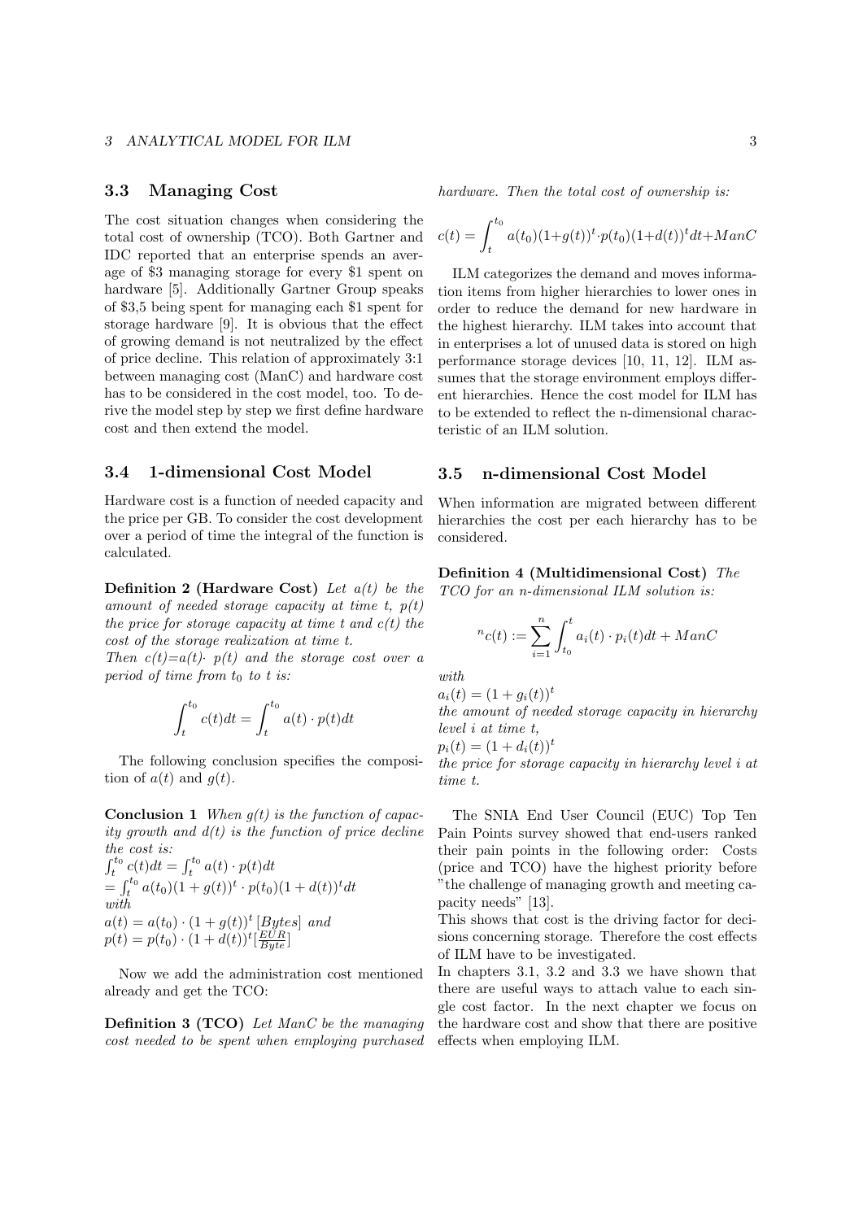### 3.3 Managing Cost

The cost situation changes when considering the total cost of ownership (TCO). Both Gartner and IDC reported that an enterprise spends an average of $3 managing storage for every $1 spent on hardware [5]. Additionally Gartner Group speaks of $3,5 being spent for managing each $1 spent for storage hardware [9]. It is obvious that the effect of growing demand is not neutralized by the effect of price decline. This relation of approximately 3:1 between managing cost (ManC) and hardware cost has to be considered in the cost model, too. To derive the model step by step we first define hardware cost and then extend the model.

### 3.4 1-dimensional Cost Model

Hardware cost is a function of needed capacity and the price per GB. To consider the cost development over a period of time the integral of the function is calculated.

**Definition 2 (Hardware Cost)** *Let $a(t)$ be the amount of needed storage capacity at time $t$, $p(t)$ the price for storage capacity at time $t$ and $c(t)$ the cost of the storage realization at time $t$.*
*Then $c(t)=a(t)\cdot p(t)$ and the storage cost over a period of time from $t_0$ to $t$ is:*

$$\int_t^{t_0} c(t)dt = \int_t^{t_0} a(t) \cdot p(t)dt$$

The following conclusion specifies the composition of $a(t)$ and $g(t)$.

**Conclusion 1** *When $g(t)$ is the function of capacity growth and $d(t)$ is the function of price decline the cost is:*
$\int_t^{t_0} c(t)dt = \int_t^{t_0} a(t) \cdot p(t)dt$
$= \int_t^{t_0} a(t_0)(1 + g(t))^t \cdot p(t_0)(1 + d(t))^t dt$
*with*
$a(t) = a(t_0) \cdot (1 + g(t))^t \, [Bytes]$ *and*
$p(t) = p(t_0) \cdot (1 + d(t))^t [\frac{EUR}{Byte}]$

Now we add the administration cost mentioned already and get the TCO:

**Definition 3 (TCO)** *Let ManC be the managing cost needed to be spent when employing purchased hardware. Then the total cost of ownership is:*

$$c(t) = \int_t^{t_0} a(t_0)(1+g(t))^t \cdot p(t_0)(1+d(t))^t dt + ManC$$

ILM categorizes the demand and moves information items from higher hierarchies to lower ones in order to reduce the demand for new hardware in the highest hierarchy. ILM takes into account that in enterprises a lot of unused data is stored on high performance storage devices [10, 11, 12]. ILM assumes that the storage environment employs different hierarchies. Hence the cost model for ILM has to be extended to reflect the n-dimensional characteristic of an ILM solution.

### 3.5 n-dimensional Cost Model

When information are migrated between different hierarchies the cost per each hierarchy has to be considered.

**Definition 4 (Multidimensional Cost)** *The TCO for an n-dimensional ILM solution is:*

$$^n c(t) := \sum_{i=1}^{n} \int_{t_0}^{t} a_i(t) \cdot p_i(t)dt + ManC$$

*with*
$a_i(t) = (1 + g_i(t))^t$
*the amount of needed storage capacity in hierarchy level $i$ at time $t$,*
$p_i(t) = (1 + d_i(t))^t$
*the price for storage capacity in hierarchy level $i$ at time $t$.*

The SNIA End User Council (EUC) Top Ten Pain Points survey showed that end-users ranked their pain points in the following order: Costs (price and TCO) have the highest priority before "the challenge of managing growth and meeting capacity needs" [13].
This shows that cost is the driving factor for decisions concerning storage. Therefore the cost effects of ILM have to be investigated.
In chapters 3.1, 3.2 and 3.3 we have shown that there are useful ways to attach value to each single cost factor. In the next chapter we focus on the hardware cost and show that there are positive effects when employing ILM.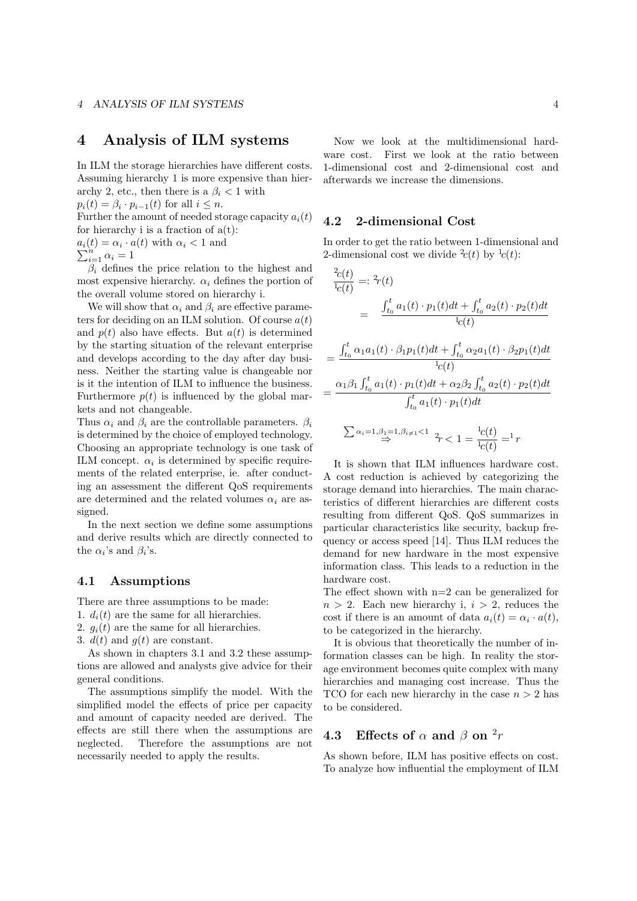# 4 Analysis of ILM systems

In ILM the storage hierarchies have different costs. Assuming hierarchy 1 is more expensive than hierarchy 2, etc., then there is a $\beta_i < 1$ with

$p_i(t) = \beta_i \cdot p_{i-1}(t)$ for all $i \leq n$.

Further the amount of needed storage capacity $a_i(t)$ for hierarchy i is a fraction of a(t):

$a_i(t) = \alpha_i \cdot a(t)$ with $\alpha_i < 1$ and $\sum_{i=1}^{n} \alpha_i = 1$

$\beta_i$ defines the price relation to the highest and most expensive hierarchy. $\alpha_i$ defines the portion of the overall volume stored on hierarchy i.

We will show that $\alpha_i$ and $\beta_i$ are effective parameters for deciding on an ILM solution. Of course $a(t)$ and $p(t)$ also have effects. But $a(t)$ is determined by the starting situation of the relevant enterprise and develops according to the day after day business. Neither the starting value is changeable nor is it the intention of ILM to influence the business. Furthermore $p(t)$ is influenced by the global markets and not changeable.

Thus $\alpha_i$ and $\beta_i$ are the controllable parameters. $\beta_i$ is determined by the choice of employed technology. Choosing an appropriate technology is one task of ILM concept. $\alpha_i$ is determined by specific requirements of the related enterprise, ie. after conducting an assessment the different QoS requirements are determined and the related volumes $\alpha_i$ are assigned.

In the next section we define some assumptions and derive results which are directly connected to the $\alpha_i$'s and $\beta_i$'s.

## 4.1 Assumptions

There are three assumptions to be made:

1. $d_i(t)$ are the same for all hierarchies.
2. $g_i(t)$ are the same for all hierarchies.
3. $d(t)$ and $g(t)$ are constant.

As shown in chapters 3.1 and 3.2 these assumptions are allowed and analysts give advice for their general conditions.

The assumptions simplify the model. With the simplified model the effects of price per capacity and amount of capacity needed are derived. The effects are still there when the assumptions are neglected. Therefore the assumptions are not necessarily needed to apply the results.

Now we look at the multidimensional hardware cost. First we look at the ratio between 1-dimensional cost and 2-dimensional cost and afterwards we increase the dimensions.

## 4.2 2-dimensional Cost

In order to get the ratio between 1-dimensional and 2-dimensional cost we divide ${}^2c(t)$ by ${}^1c(t)$:

$$\frac{{}^2c(t)}{{}^1c(t)} =: {}^2r(t)$$

$$= \frac{\int_{t_0}^{t} a_1(t) \cdot p_1(t)dt + \int_{t_0}^{t} a_2(t) \cdot p_2(t)dt}{{}^1c(t)}$$

$$= \frac{\int_{t_0}^{t} \alpha_1 a_1(t) \cdot \beta_1 p_1(t)dt + \int_{t_0}^{t} \alpha_2 a_1(t) \cdot \beta_2 p_1(t)dt}{{}^1c(t)}$$

$$= \frac{\alpha_1\beta_1 \int_{t_0}^{t} a_1(t) \cdot p_1(t)dt + \alpha_2\beta_2 \int_{t_0}^{t} a_2(t) \cdot p_2(t)dt}{\int_{t_0}^{t} a_1(t) \cdot p_1(t)dt}$$

$$\overset{\sum \alpha_i = 1, \beta_1 = 1, \beta_{i \neq 1} < 1}{\Rightarrow} \quad {}^2r < 1 = \frac{{}^1c(t)}{{}^1c(t)} = {}^1r$$

It is shown that ILM influences hardware cost. A cost reduction is achieved by categorizing the storage demand into hierarchies. The main characteristics of different hierarchies are different costs resulting from different QoS. QoS summarizes in particular characteristics like security, backup frequency or access speed [14]. Thus ILM reduces the demand for new hardware in the most expensive information class. This leads to a reduction in the hardware cost.

The effect shown with n=2 can be generalized for $n > 2$. Each new hierarchy i, $i > 2$, reduces the cost if there is an amount of data $a_i(t) = \alpha_i \cdot a(t)$, to be categorized in the hierarchy.

It is obvious that theoretically the number of information classes can be high. In reality the storage environment becomes quite complex with many hierarchies and managing cost increase. Thus the TCO for each new hierarchy in the case $n > 2$ has to be considered.

## 4.3 Effects of $\alpha$ and $\beta$ on ${}^2r$

As shown before, ILM has positive effects on cost. To analyze how influential the employment of ILM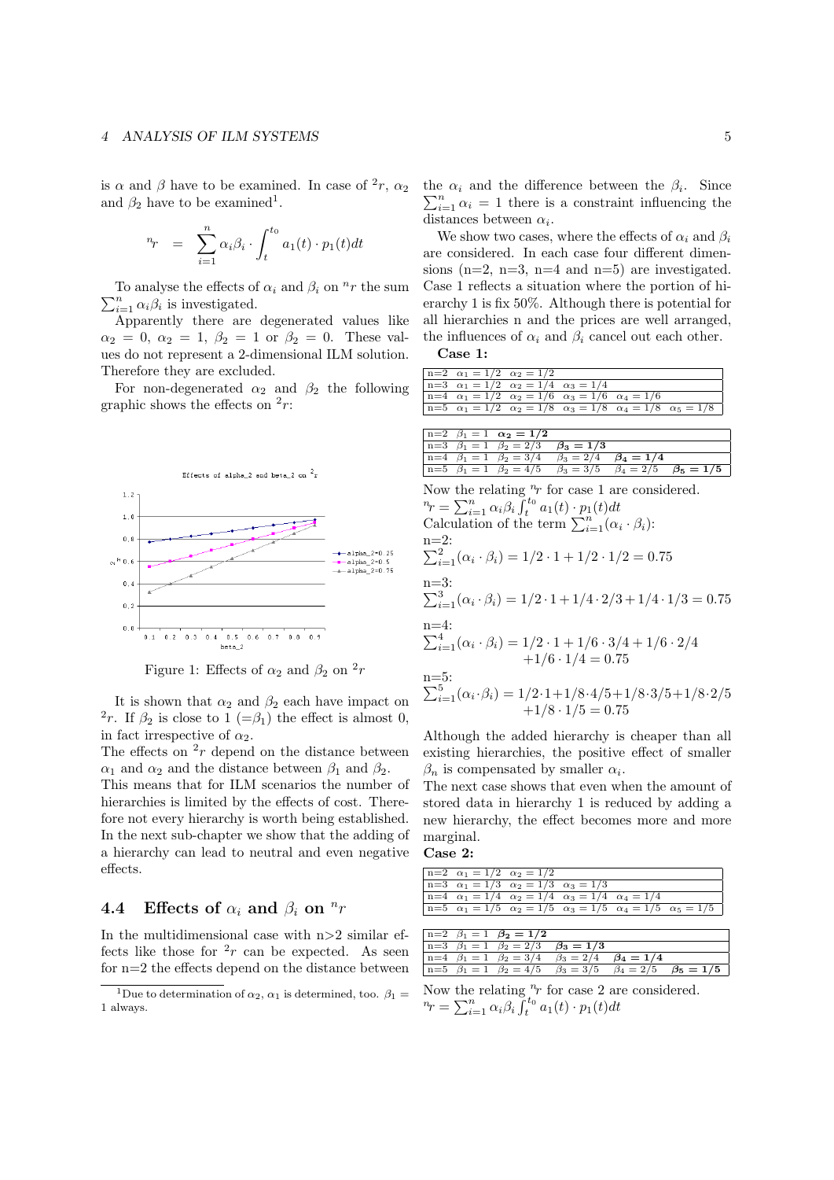is $\alpha$ and $\beta$ have to be examined. In case of ${}^{2}r$, $\alpha_2$ and $\beta_2$ have to be examined[1].

$$ {}^{n}r = \sum_{i=1}^{n} \alpha_i \beta_i \cdot \int_{t}^{t_0} a_1(t) \cdot p_1(t) dt $$

To analyse the effects of $\alpha_i$ and $\beta_i$ on ${}^{n}r$ the sum $\sum_{i=1}^{n} \alpha_i \beta_i$ is investigated.

Apparently there are degenerated values like $\alpha_2 = 0$, $\alpha_2 = 1$, $\beta_2 = 1$ or $\beta_2 = 0$. These values do not represent a 2-dimensional ILM solution. Therefore they are excluded.

For non-degenerated $\alpha_2$ and $\beta_2$ the following graphic shows the effects on ${}^{2}r$:

Figure 1: Effects of $\alpha_2$ and $\beta_2$ on ${}^{2}r$

It is shown that $\alpha_2$ and $\beta_2$ each have impact on ${}^{2}r$. If $\beta_2$ is close to 1 ($=\beta_1$) the effect is almost 0, in fact irrespective of $\alpha_2$.

The effects on ${}^{2}r$ depend on the distance between $\alpha_1$ and $\alpha_2$ and the distance between $\beta_1$ and $\beta_2$.

This means that for ILM scenarios the number of hierarchies is limited by the effects of cost. Therefore not every hierarchy is worth being established. In the next sub-chapter we show that the adding of a hierarchy can lead to neutral and even negative effects.

## 4.4 Effects of $\alpha_i$ and $\beta_i$ on ${}^{n}r$

In the multidimensional case with n>2 similar effects like those for ${}^{2}r$ can be expected. As seen for n=2 the effects depend on the distance between the $\alpha_i$ and the difference between the $\beta_i$. Since $\sum_{i=1}^{n} \alpha_i = 1$ there is a constraint influencing the distances between $\alpha_i$.

We show two cases, where the effects of $\alpha_i$ and $\beta_i$ are considered. In each case four different dimensions (n=2, n=3, n=4 and n=5) are investigated. Case 1 reflects a situation where the portion of hierarchy 1 is fix 50%. Although there is potential for all hierarchies n and the prices are well arranged, the influences of $\alpha_i$ and $\beta_i$ cancel out each other.

**Case 1:**

| | | | | | |
|---|---|---|---|---|---|
| n=2 | $\alpha_1 = 1/2$ | $\alpha_2 = 1/2$ | | | |
| n=3 | $\alpha_1 = 1/2$ | $\alpha_2 = 1/4$ | $\alpha_3 = 1/4$ | | |
| n=4 | $\alpha_1 = 1/2$ | $\alpha_2 = 1/6$ | $\alpha_3 = 1/6$ | $\alpha_4 = 1/6$ | |
| n=5 | $\alpha_1 = 1/2$ | $\alpha_2 = 1/8$ | $\alpha_3 = 1/8$ | $\alpha_4 = 1/8$ | $\alpha_5 = 1/8$ |

| | | | | | |
|---|---|---|---|---|---|
| n=2 | $\beta_1 = 1$ | $\boldsymbol{\alpha_2 = 1/2}$ | | | |
| n=3 | $\beta_1 = 1$ | $\beta_2 = 2/3$ | $\boldsymbol{\beta_3 = 1/3}$ | | |
| n=4 | $\beta_1 = 1$ | $\beta_2 = 3/4$ | $\beta_3 = 2/4$ | $\boldsymbol{\beta_4 = 1/4}$ | |
| n=5 | $\beta_1 = 1$ | $\beta_2 = 4/5$ | $\beta_3 = 3/5$ | $\beta_4 = 2/5$ | $\boldsymbol{\beta_5 = 1/5}$ |

Now the relating ${}^{n}r$ for case 1 are considered.

${}^{n}r = \sum_{i=1}^{n} \alpha_i \beta_i \int_{t}^{t_0} a_1(t) \cdot p_1(t) dt$

Calculation of the term $\sum_{i=1}^{n} (\alpha_i \cdot \beta_i)$:

n=2:
$\sum_{i=1}^{2} (\alpha_i \cdot \beta_i) = 1/2 \cdot 1 + 1/2 \cdot 1/2 = 0.75$

n=3:
$\sum_{i=1}^{3} (\alpha_i \cdot \beta_i) = 1/2 \cdot 1 + 1/4 \cdot 2/3 + 1/4 \cdot 1/3 = 0.75$

n=4:
$\sum_{i=1}^{4} (\alpha_i \cdot \beta_i) = 1/2 \cdot 1 + 1/6 \cdot 3/4 + 1/6 \cdot 2/4 + 1/6 \cdot 1/4 = 0.75$

n=5:
$\sum_{i=1}^{5} (\alpha_i \cdot \beta_i) = 1/2 \cdot 1 + 1/8 \cdot 4/5 + 1/8 \cdot 3/5 + 1/8 \cdot 2/5 + 1/8 \cdot 1/5 = 0.75$

Although the added hierarchy is cheaper than all existing hierarchies, the positive effect of smaller $\beta_n$ is compensated by smaller $\alpha_i$.

The next case shows that even when the amount of stored data in hierarchy 1 is reduced by adding a new hierarchy, the effect becomes more and more marginal.

**Case 2:**

| | | | | | |
|---|---|---|---|---|---|
| n=2 | $\alpha_1 = 1/2$ | $\alpha_2 = 1/2$ | | | |
| n=3 | $\alpha_1 = 1/3$ | $\alpha_2 = 1/3$ | $\alpha_3 = 1/3$ | | |
| n=4 | $\alpha_1 = 1/4$ | $\alpha_2 = 1/4$ | $\alpha_3 = 1/4$ | $\alpha_4 = 1/4$ | |
| n=5 | $\alpha_1 = 1/5$ | $\alpha_2 = 1/5$ | $\alpha_3 = 1/5$ | $\alpha_4 = 1/5$ | $\alpha_5 = 1/5$ |

| | | | | | |
|---|---|---|---|---|---|
| n=2 | $\beta_1 = 1$ | $\boldsymbol{\beta_2 = 1/2}$ | | | |
| n=3 | $\beta_1 = 1$ | $\beta_2 = 2/3$ | $\boldsymbol{\beta_3 = 1/3}$ | | |
| n=4 | $\beta_1 = 1$ | $\beta_2 = 3/4$ | $\beta_3 = 2/4$ | $\boldsymbol{\beta_4 = 1/4}$ | |
| n=5 | $\beta_1 = 1$ | $\beta_2 = 4/5$ | $\beta_3 = 3/5$ | $\beta_4 = 2/5$ | $\boldsymbol{\beta_5 = 1/5}$ |

Now the relating ${}^{n}r$ for case 2 are considered.

${}^{n}r = \sum_{i=1}^{n} \alpha_i \beta_i \int_{t}^{t_0} a_1(t) \cdot p_1(t) dt$

[1] Due to determination of $\alpha_2$, $\alpha_1$ is determined, too. $\beta_1 = 1$ always.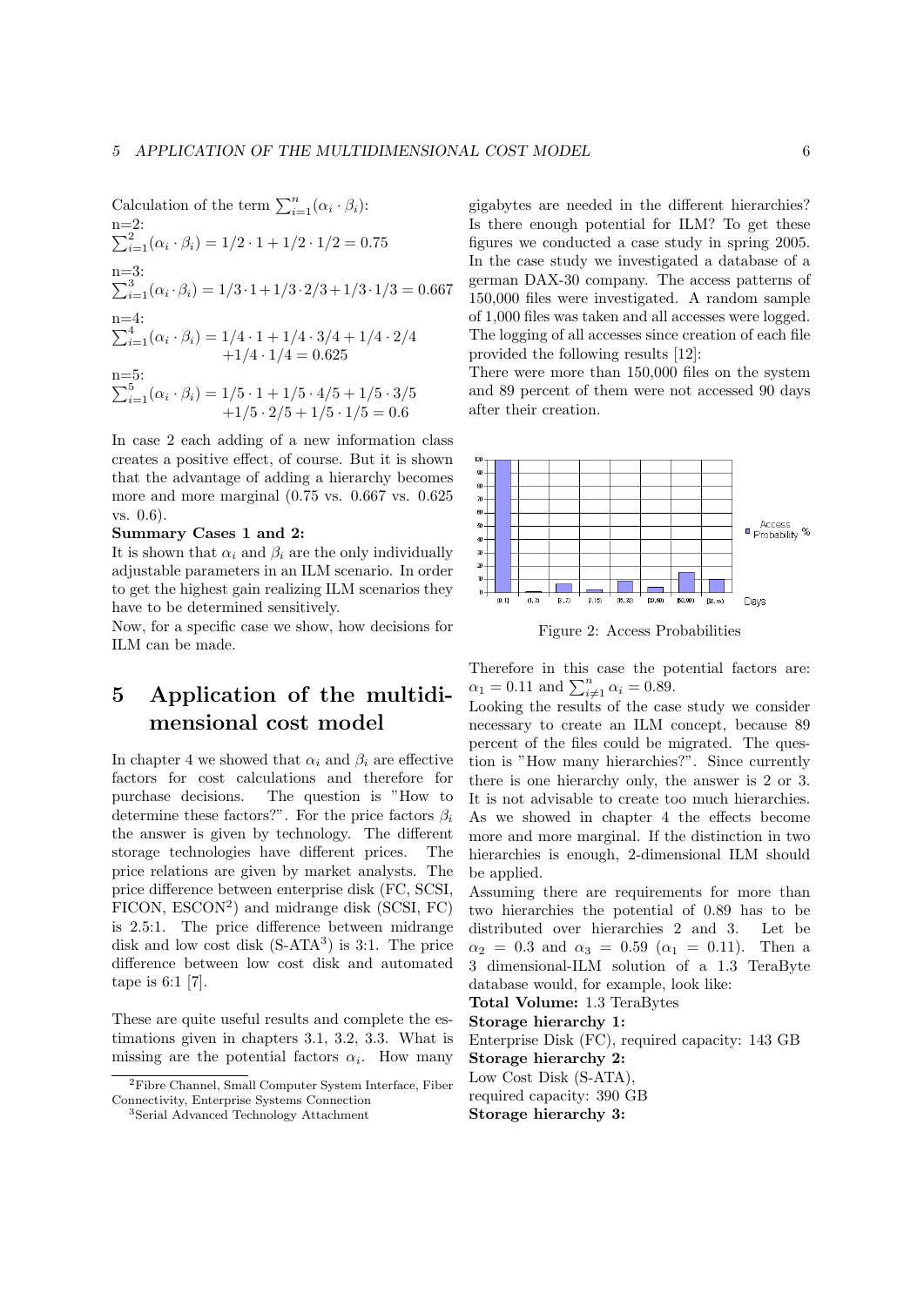Calculation of the term $\sum_{i=1}^{n}(\alpha_i \cdot \beta_i)$:

n=2:
$\sum_{i=1}^{2}(\alpha_i \cdot \beta_i) = 1/2 \cdot 1 + 1/2 \cdot 1/2 = 0.75$

n=3:
$\sum_{i=1}^{3}(\alpha_i \cdot \beta_i) = 1/3 \cdot 1 + 1/3 \cdot 2/3 + 1/3 \cdot 1/3 = 0.667$

n=4:
$\sum_{i=1}^{4}(\alpha_i \cdot \beta_i) = 1/4 \cdot 1 + 1/4 \cdot 3/4 + 1/4 \cdot 2/4 + 1/4 \cdot 1/4 = 0.625$

n=5:
$\sum_{i=1}^{5}(\alpha_i \cdot \beta_i) = 1/5 \cdot 1 + 1/5 \cdot 4/5 + 1/5 \cdot 3/5 + 1/5 \cdot 2/5 + 1/5 \cdot 1/5 = 0.6$

In case 2 each adding of a new information class creates a positive effect, of course. But it is shown that the advantage of adding a hierarchy becomes more and more marginal (0.75 vs. 0.667 vs. 0.625 vs. 0.6).

**Summary Cases 1 and 2:**

It is shown that $\alpha_i$ and $\beta_i$ are the only individually adjustable parameters in an ILM scenario. In order to get the highest gain realizing ILM scenarios they have to be determined sensitively.

Now, for a specific case we show, how decisions for ILM can be made.

# 5 Application of the multidimensional cost model

In chapter 4 we showed that $\alpha_i$ and $\beta_i$ are effective factors for cost calculations and therefore for purchase decisions. The question is "How to determine these factors?". For the price factors $\beta_i$ the answer is given by technology. The different storage technologies have different prices. The price relations are given by market analysts. The price difference between enterprise disk (FC, SCSI, FICON, ESCON[2]) and midrange disk (SCSI, FC) is 2.5:1. The price difference between midrange disk and low cost disk (S-ATA[3]) is 3:1. The price difference between low cost disk and automated tape is 6:1 [7].

These are quite useful results and complete the estimations given in chapters 3.1, 3.2, 3.3. What is missing are the potential factors $\alpha_i$. How many gigabytes are needed in the different hierarchies? Is there enough potential for ILM? To get these figures we conducted a case study in spring 2005. In the case study we investigated a database of a german DAX-30 company. The access patterns of 150,000 files were investigated. A random sample of 1,000 files was taken and all accesses were logged. The logging of all accesses since creation of each file provided the following results [12]:

There were more than 150,000 files on the system and 89 percent of them were not accessed 90 days after their creation.

Figure 2: Access Probabilities

Therefore in this case the potential factors are: $\alpha_1 = 0.11$ and $\sum_{i \neq 1}^{n} \alpha_i = 0.89$.

Looking the results of the case study we consider necessary to create an ILM concept, because 89 percent of the files could be migrated. The question is "How many hierarchies?". Since currently there is one hierarchy only, the answer is 2 or 3. It is not advisable to create too much hierarchies. As we showed in chapter 4 the effects become more and more marginal. If the distinction in two hierarchies is enough, 2-dimensional ILM should be applied.

Assuming there are requirements for more than two hierarchies the potential of 0.89 has to be distributed over hierarchies 2 and 3. Let be $\alpha_2 = 0.3$ and $\alpha_3 = 0.59$ ($\alpha_1 = 0.11$). Then a 3 dimensional-ILM solution of a 1.3 TeraByte database would, for example, look like:

**Total Volume:** 1.3 TeraBytes

**Storage hierarchy 1:**
Enterprise Disk (FC), required capacity: 143 GB

**Storage hierarchy 2:**
Low Cost Disk (S-ATA),
required capacity: 390 GB

**Storage hierarchy 3:**

[2] Fibre Channel, Small Computer System Interface, Fiber Connectivity, Enterprise Systems Connection

[3] Serial Advanced Technology Attachment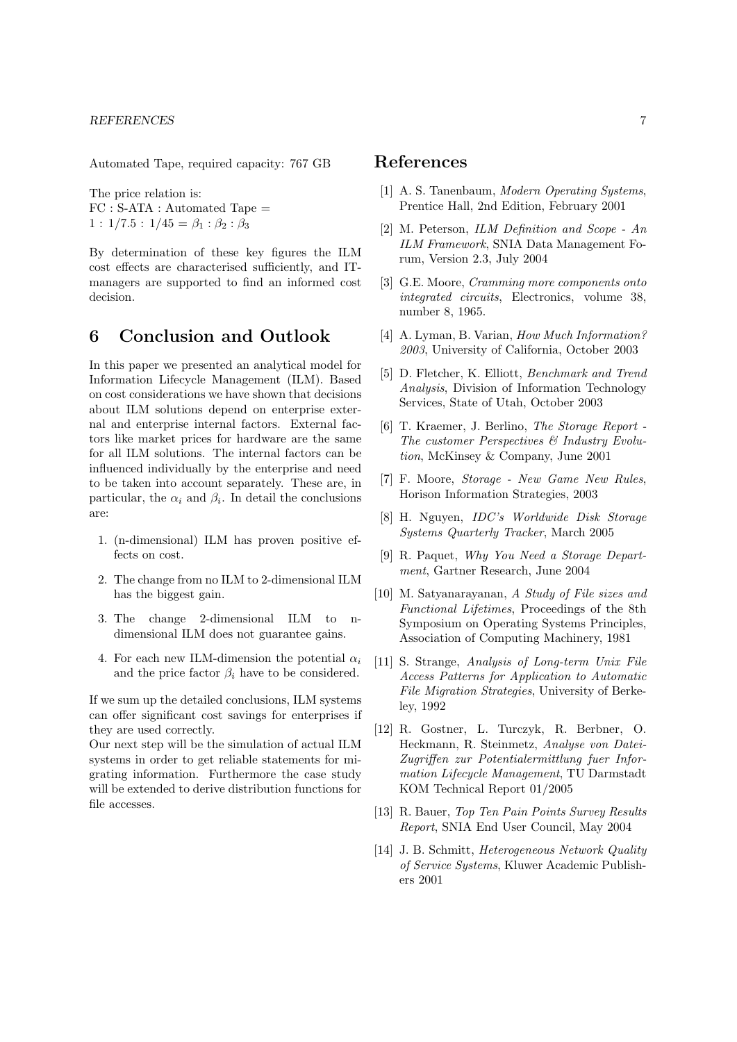Automated Tape, required capacity: 767 GB

The price relation is:
FC : S-ATA : Automated Tape =
$1 : 1/7.5 : 1/45 = \beta_1 : \beta_2 : \beta_3$

By determination of these key figures the ILM cost effects are characterised sufficiently, and IT-managers are supported to find an informed cost decision.

# 6 Conclusion and Outlook

In this paper we presented an analytical model for Information Lifecycle Management (ILM). Based on cost considerations we have shown that decisions about ILM solutions depend on enterprise external and enterprise internal factors. External factors like market prices for hardware are the same for all ILM solutions. The internal factors can be influenced individually by the enterprise and need to be taken into account separately. These are, in particular, the $\alpha_i$ and $\beta_i$. In detail the conclusions are:

1. (n-dimensional) ILM has proven positive effects on cost.
2. The change from no ILM to 2-dimensional ILM has the biggest gain.
3. The change 2-dimensional ILM to n-dimensional ILM does not guarantee gains.
4. For each new ILM-dimension the potential $\alpha_i$ and the price factor $\beta_i$ have to be considered.

If we sum up the detailed conclusions, ILM systems can offer significant cost savings for enterprises if they are used correctly.
Our next step will be the simulation of actual ILM systems in order to get reliable statements for migrating information. Furthermore the case study will be extended to derive distribution functions for file accesses.

# References

[1] A. S. Tanenbaum, *Modern Operating Systems*, Prentice Hall, 2nd Edition, February 2001

[2] M. Peterson, *ILM Definition and Scope - An ILM Framework*, SNIA Data Management Forum, Version 2.3, July 2004

[3] G.E. Moore, *Cramming more components onto integrated circuits*, Electronics, volume 38, number 8, 1965.

[4] A. Lyman, B. Varian, *How Much Information? 2003*, University of California, October 2003

[5] D. Fletcher, K. Elliott, *Benchmark and Trend Analysis*, Division of Information Technology Services, State of Utah, October 2003

[6] T. Kraemer, J. Berlino, *The Storage Report - The customer Perspectives & Industry Evolution*, McKinsey & Company, June 2001

[7] F. Moore, *Storage - New Game New Rules*, Horison Information Strategies, 2003

[8] H. Nguyen, *IDC's Worldwide Disk Storage Systems Quarterly Tracker*, March 2005

[9] R. Paquet, *Why You Need a Storage Department*, Gartner Research, June 2004

[10] M. Satyanarayanan, *A Study of File sizes and Functional Lifetimes*, Proceedings of the 8th Symposium on Operating Systems Principles, Association of Computing Machinery, 1981

[11] S. Strange, *Analysis of Long-term Unix File Access Patterns for Application to Automatic File Migration Strategies*, University of Berkeley, 1992

[12] R. Gostner, L. Turczyk, R. Berbner, O. Heckmann, R. Steinmetz, *Analyse von Datei-Zugriffen zur Potentialermittlung fuer Information Lifecycle Management*, TU Darmstadt KOM Technical Report 01/2005

[13] R. Bauer, *Top Ten Pain Points Survey Results Report*, SNIA End User Council, May 2004

[14] J. B. Schmitt, *Heterogeneous Network Quality of Service Systems*, Kluwer Academic Publishers 2001